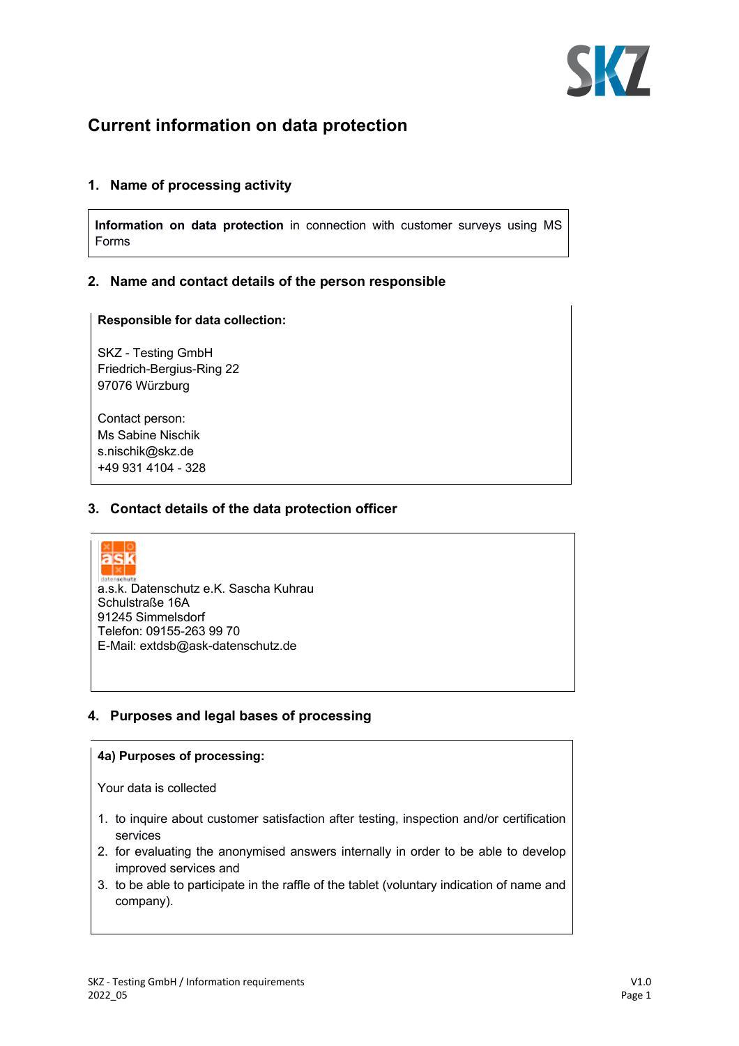# Current information on data protection

## 1. Name of processing activity

**Information on data protection** in connection with customer surveys using MS Forms

## 2. Name and contact details of the person responsible

**Responsible for data collection:**

SKZ - Testing GmbH
Friedrich-Bergius-Ring 22
97076 Würzburg

Contact person:
Ms Sabine Nischik
s.nischik@skz.de
+49 931 4104 - 328

## 3. Contact details of the data protection officer

a.s.k. Datenschutz e.K. Sascha Kuhrau
Schulstraße 16A
91245 Simmelsdorf
Telefon: 09155-263 99 70
E-Mail: extdsb@ask-datenschutz.de

## 4. Purposes and legal bases of processing

**4a) Purposes of processing:**

Your data is collected

1. to inquire about customer satisfaction after testing, inspection and/or certification services
2. for evaluating the anonymised answers internally in order to be able to develop improved services and
3. to be able to participate in the raffle of the tablet (voluntary indication of name and company).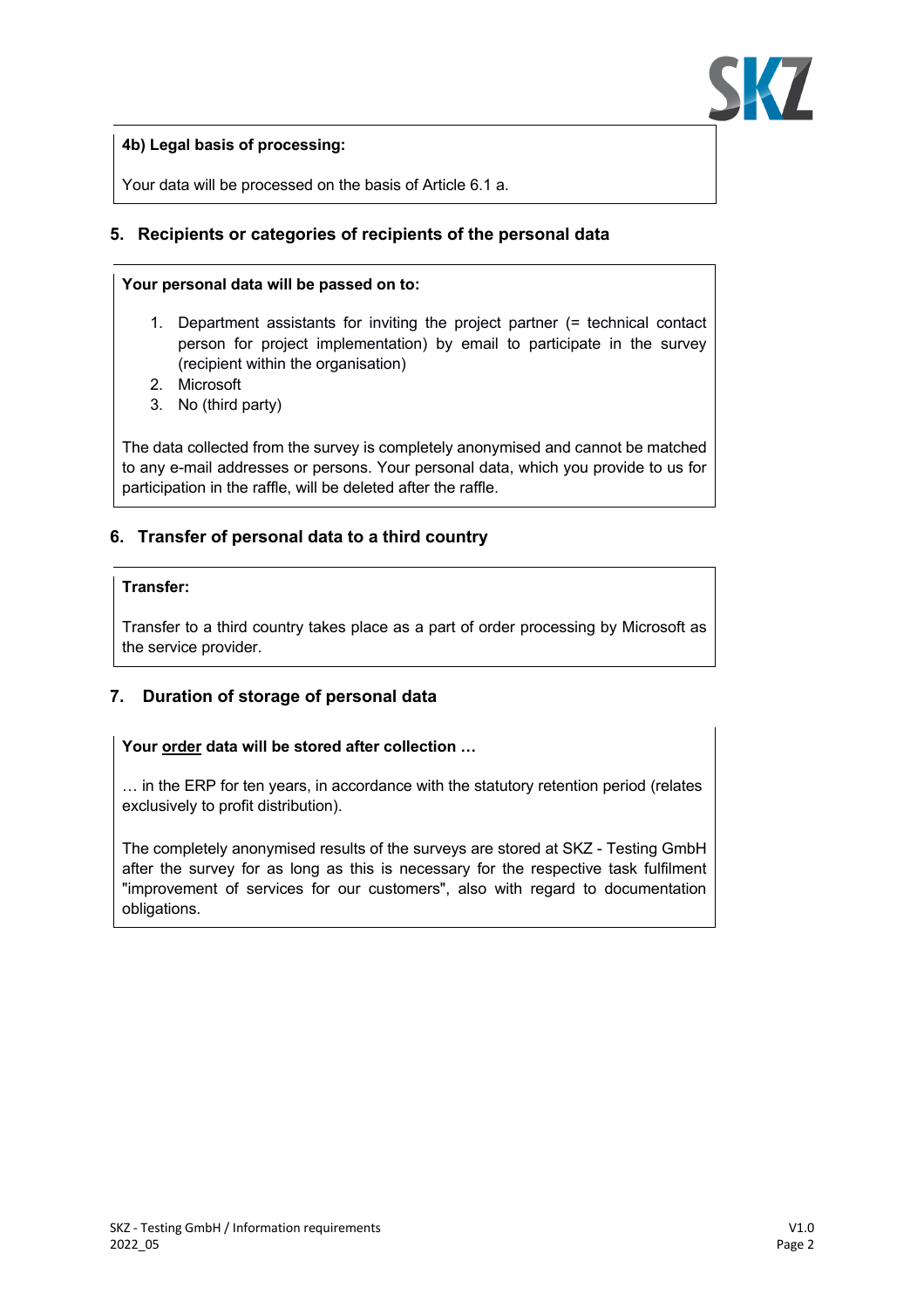**4b) Legal basis of processing:**

Your data will be processed on the basis of Article 6.1 a.

## 5. Recipients or categories of recipients of the personal data

**Your personal data will be passed on to:**

1. Department assistants for inviting the project partner (= technical contact person for project implementation) by email to participate in the survey (recipient within the organisation)
2. Microsoft
3. No (third party)

The data collected from the survey is completely anonymised and cannot be matched to any e-mail addresses or persons. Your personal data, which you provide to us for participation in the raffle, will be deleted after the raffle.

## 6. Transfer of personal data to a third country

**Transfer:**

Transfer to a third country takes place as a part of order processing by Microsoft as the service provider.

## 7. Duration of storage of personal data

**Your order data will be stored after collection …**

… in the ERP for ten years, in accordance with the statutory retention period (relates exclusively to profit distribution).

The completely anonymised results of the surveys are stored at SKZ - Testing GmbH after the survey for as long as this is necessary for the respective task fulfilment "improvement of services for our customers", also with regard to documentation obligations.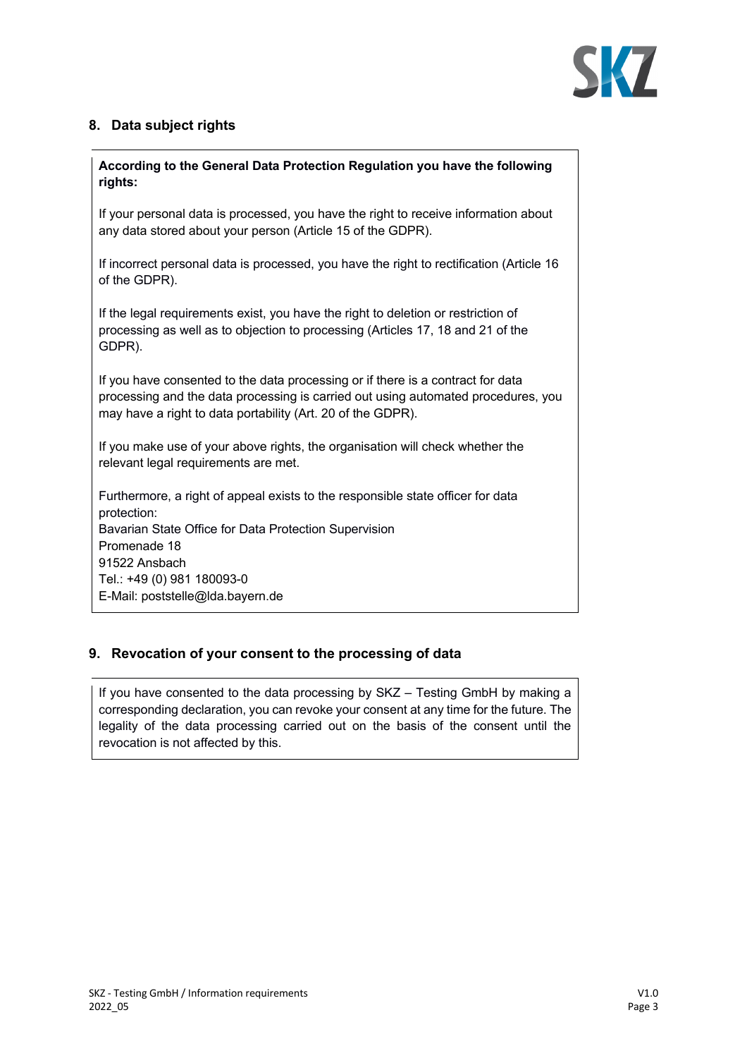## 8. Data subject rights

**According to the General Data Protection Regulation you have the following rights:**

If your personal data is processed, you have the right to receive information about any data stored about your person (Article 15 of the GDPR).

If incorrect personal data is processed, you have the right to rectification (Article 16 of the GDPR).

If the legal requirements exist, you have the right to deletion or restriction of processing as well as to objection to processing (Articles 17, 18 and 21 of the GDPR).

If you have consented to the data processing or if there is a contract for data processing and the data processing is carried out using automated procedures, you may have a right to data portability (Art. 20 of the GDPR).

If you make use of your above rights, the organisation will check whether the relevant legal requirements are met.

Furthermore, a right of appeal exists to the responsible state officer for data protection:
Bavarian State Office for Data Protection Supervision
Promenade 18
91522 Ansbach
Tel.: +49 (0) 981 180093-0
E-Mail: poststelle@lda.bayern.de

## 9. Revocation of your consent to the processing of data

If you have consented to the data processing by SKZ – Testing GmbH by making a corresponding declaration, you can revoke your consent at any time for the future. The legality of the data processing carried out on the basis of the consent until the revocation is not affected by this.